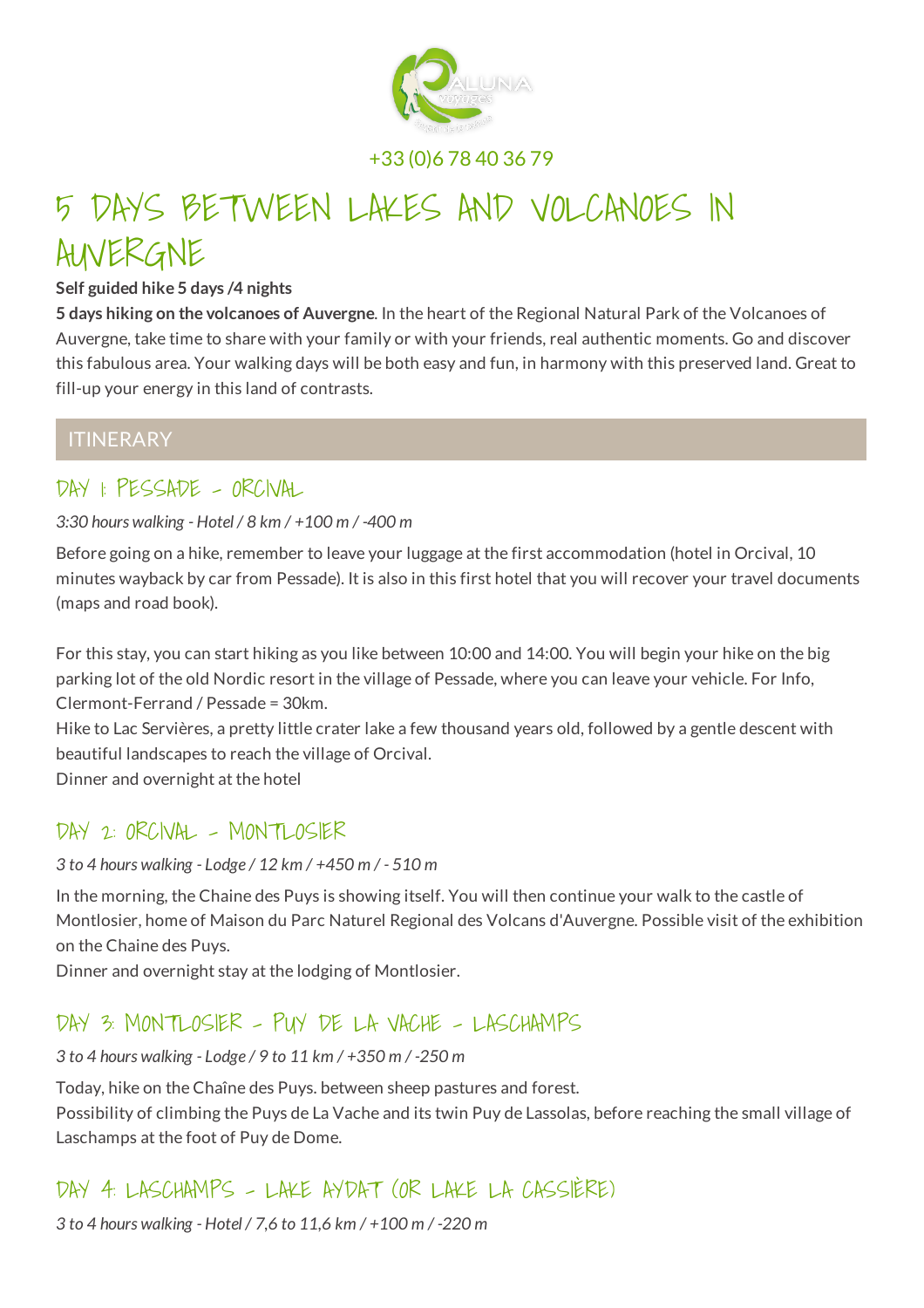+33 (0)6 78 40 36 79

# 5 DAYS BETWEEN LAKES AND VOLCANOES IN AUVERGNE

**Self guided hike 5 days /4 nights**

**5 days hiking on the volcanoes of Auvergne**. In the heart of the Regional Natural Park of the Volcanoes of Auvergne, take time to share with your family or with your friends, real authentic moments. Go and discover this fabulous area. Your walking days will be both easy and fun, in harmony with this preserved land. Great to fill-up your energy in this land of contrasts.

## ITINERARY

### DAY 1: PESSADE - ORCIVAL

*3:30 hours walking - Hotel / 8 km / +100 m / -400 m*

Before going on a hike, remember to leave your luggage at the first accommodation (hotel in Orcival, 10 minutes wayback by car from Pessade). It is also in this first hotel that you will recover your travel documents (maps and road book).

For this stay, you can start hiking as you like between 10:00 and 14:00. You will begin your hike on the big parking lot of the old Nordic resort in the village of Pessade, where you can leave your vehicle. For Info, Clermont-Ferrand / Pessade = 30km.
Hike to Lac Servières, a pretty little crater lake a few thousand years old, followed by a gentle descent with beautiful landscapes to reach the village of Orcival.
Dinner and overnight at the hotel

### DAY 2: ORCIVAL - MONTLOSIER

*3 to 4 hours walking - Lodge / 12 km / +450 m / - 510 m*

In the morning, the Chaine des Puys is showing itself. You will then continue your walk to the castle of Montlosier, home of Maison du Parc Naturel Regional des Volcans d'Auvergne. Possible visit of the exhibition on the Chaine des Puys.
Dinner and overnight stay at the lodging of Montlosier.

### DAY 3: MONTLOSIER - PUY DE LA VACHE - LASCHAMPS

*3 to 4 hours walking - Lodge / 9 to 11 km / +350 m / -250 m*

Today, hike on the Chaîne des Puys. between sheep pastures and forest.
Possibility of climbing the Puys de La Vache and its twin Puy de Lassolas, before reaching the small village of Laschamps at the foot of Puy de Dome.

### DAY 4: LASCHAMPS - LAKE AYDAT (OR LAKE LA CASSIÈRE)

*3 to 4 hours walking - Hotel / 7,6 to 11,6 km / +100 m / -220 m*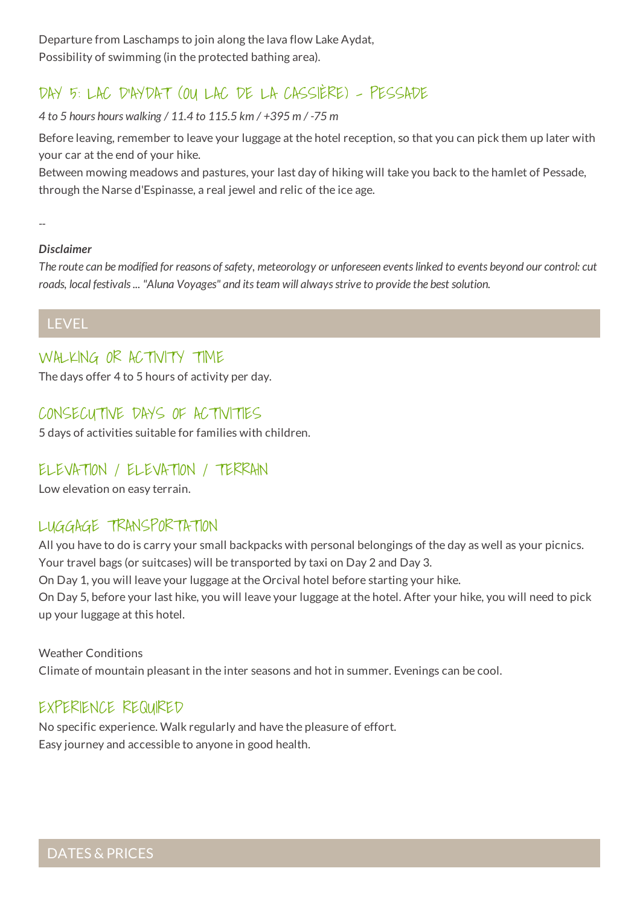Departure from Laschamps to join along the lava flow Lake Aydat,
Possibility of swimming (in the protected bathing area).

## DAY 5: LAC D'AYDAT (OU LAC DE LA CASSIÈRE) - PESSADE

*4 to 5 hours hours walking / 11.4 to 115.5 km / +395 m / -75 m*

Before leaving, remember to leave your luggage at the hotel reception, so that you can pick them up later with your car at the end of your hike.
Between mowing meadows and pastures, your last day of hiking will take you back to the hamlet of Pessade, through the Narse d'Espinasse, a real jewel and relic of the ice age.

--

***Disclaimer***
*The route can be modified for reasons of safety, meteorology or unforeseen events linked to events beyond our control: cut roads, local festivals ... "Aluna Voyages" and its team will always strive to provide the best solution.*

# LEVEL

## WALKING OR ACTIVITY TIME

The days offer 4 to 5 hours of activity per day.

## CONSECUTIVE DAYS OF ACTIVITIES

5 days of activities suitable for families with children.

## ELEVATION / ELEVATION / TERRAIN

Low elevation on easy terrain.

## LUGGAGE TRANSPORTATION

All you have to do is carry your small backpacks with personal belongings of the day as well as your picnics.
Your travel bags (or suitcases) will be transported by taxi on Day 2 and Day 3.
On Day 1, you will leave your luggage at the Orcival hotel before starting your hike.
On Day 5, before your last hike, you will leave your luggage at the hotel. After your hike, you will need to pick up your luggage at this hotel.

Weather Conditions
Climate of mountain pleasant in the inter seasons and hot in summer. Evenings can be cool.

## EXPERIENCE REQUIRED

No specific experience. Walk regularly and have the pleasure of effort.
Easy journey and accessible to anyone in good health.

# DATES & PRICES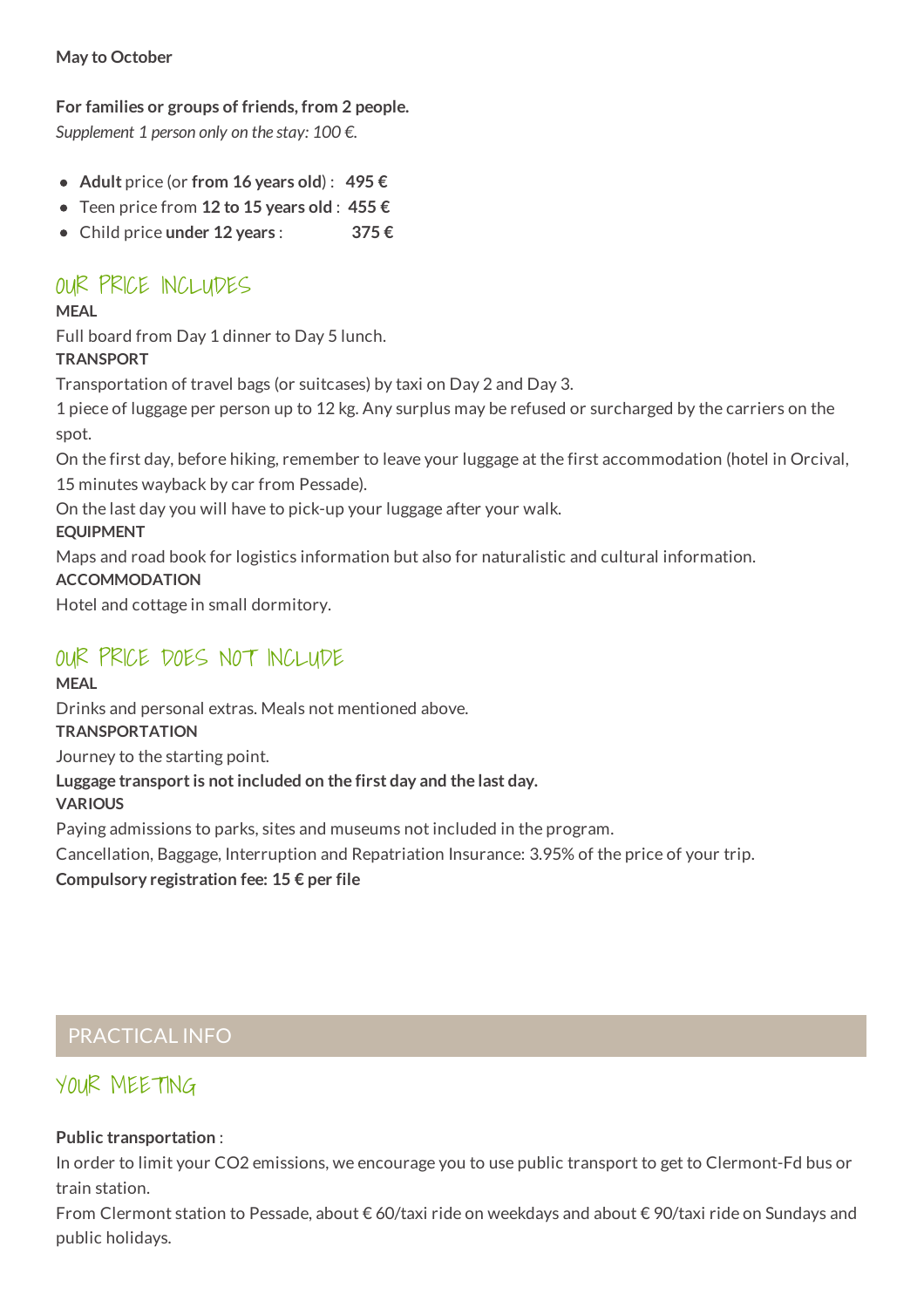**May to October**

**For families or groups of friends, from 2 people.**
*Supplement 1 person only on the stay: 100 €.*

- **Adult** price (or **from 16 years old**) : **495 €**
- Teen price from **12 to 15 years old** : **455 €**
- Child price **under 12 years** : **375 €**

## OUR PRICE INCLUDES

**MEAL**

Full board from Day 1 dinner to Day 5 lunch.

**TRANSPORT**

Transportation of travel bags (or suitcases) by taxi on Day 2 and Day 3.

1 piece of luggage per person up to 12 kg. Any surplus may be refused or surcharged by the carriers on the spot.

On the first day, before hiking, remember to leave your luggage at the first accommodation (hotel in Orcival, 15 minutes wayback by car from Pessade).

On the last day you will have to pick-up your luggage after your walk.

**EQUIPMENT**

Maps and road book for logistics information but also for naturalistic and cultural information.

**ACCOMMODATION**

Hotel and cottage in small dormitory.

## OUR PRICE DOES NOT INCLUDE

**MEAL**

Drinks and personal extras. Meals not mentioned above.

**TRANSPORTATION**

Journey to the starting point.

**Luggage transport is not included on the first day and the last day.**

**VARIOUS**

Paying admissions to parks, sites and museums not included in the program.

Cancellation, Baggage, Interruption and Repatriation Insurance: 3.95% of the price of your trip.

**Compulsory registration fee: 15 € per file**

# PRACTICAL INFO

## YOUR MEETING

**Public transportation** :

In order to limit your $CO_2$ emissions, we encourage you to use public transport to get to Clermont-Fd bus or train station.

From Clermont station to Pessade, about € 60/taxi ride on weekdays and about € 90/taxi ride on Sundays and public holidays.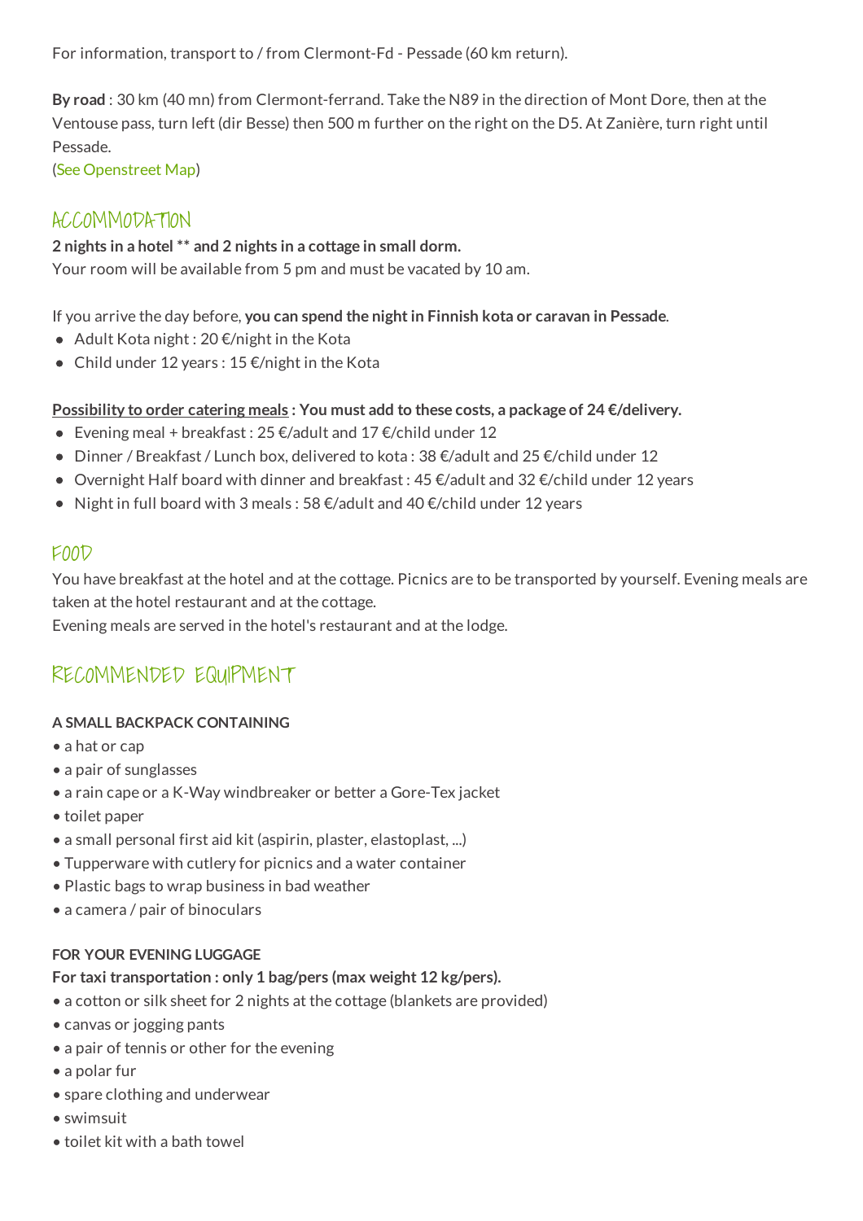For information, transport to / from Clermont-Fd - Pessade (60 km return).

**By road** : 30 km (40 mn) from Clermont-ferrand. Take the N89 in the direction of Mont Dore, then at the Ventouse pass, turn left (dir Besse) then 500 m further on the right on the D5. At Zanière, turn right until Pessade.
(See Openstreet Map)

## ACCOMMODATION

**2 nights in a hotel ** and 2 nights in a cottage in small dorm.**
Your room will be available from 5 pm and must be vacated by 10 am.

If you arrive the day before, **you can spend the night in Finnish kota or caravan in Pessade**.

- Adult Kota night : 20 €/night in the Kota
- Child under 12 years : 15 €/night in the Kota

**Possibility to order catering meals : You must add to these costs, a package of 24 €/delivery.**

- Evening meal + breakfast : 25 €/adult and 17 €/child under 12
- Dinner / Breakfast / Lunch box, delivered to kota : 38 €/adult and 25 €/child under 12
- Overnight Half board with dinner and breakfast : 45 €/adult and 32 €/child under 12 years
- Night in full board with 3 meals : 58 €/adult and 40 €/child under 12 years

## FOOD

You have breakfast at the hotel and at the cottage. Picnics are to be transported by yourself. Evening meals are taken at the hotel restaurant and at the cottage.
Evening meals are served in the hotel's restaurant and at the lodge.

## RECOMMENDED EQUIPMENT

**A SMALL BACKPACK CONTAINING**

- a hat or cap
- a pair of sunglasses
- a rain cape or a K-Way windbreaker or better a Gore-Tex jacket
- toilet paper
- a small personal first aid kit (aspirin, plaster, elastoplast, ...)
- Tupperware with cutlery for picnics and a water container
- Plastic bags to wrap business in bad weather
- a camera / pair of binoculars

**FOR YOUR EVENING LUGGAGE**

**For taxi transportation : only 1 bag/pers (max weight 12 kg/pers).**

- a cotton or silk sheet for 2 nights at the cottage (blankets are provided)
- canvas or jogging pants
- a pair of tennis or other for the evening
- a polar fur
- spare clothing and underwear
- swimsuit
- toilet kit with a bath towel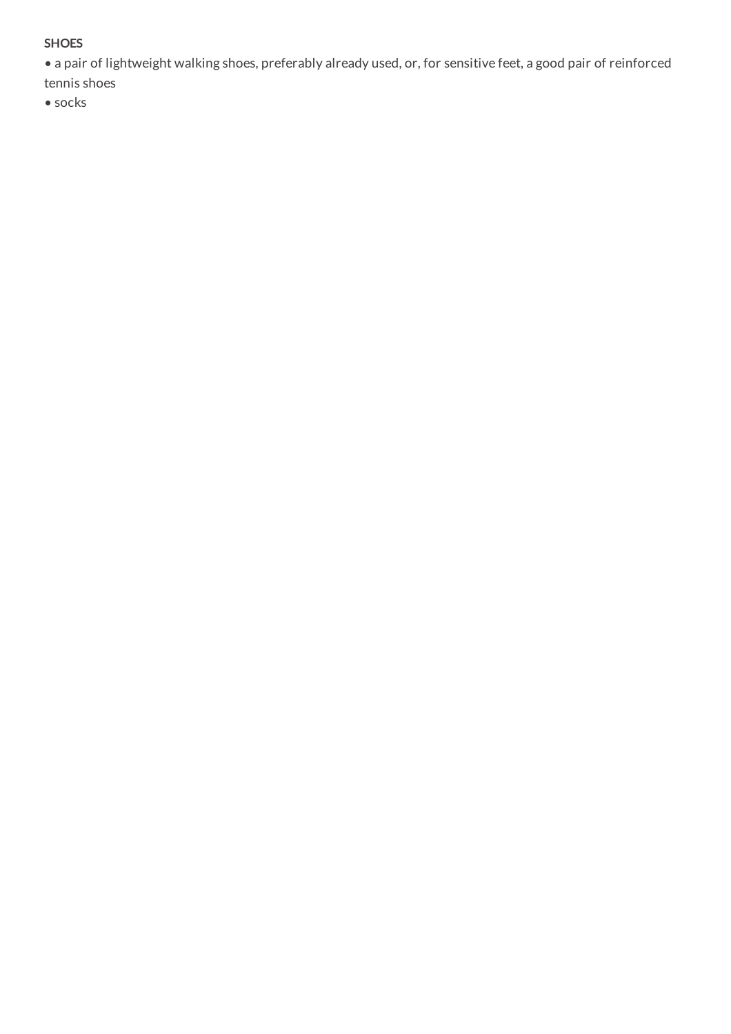**SHOES**

- a pair of lightweight walking shoes, preferably already used, or, for sensitive feet, a good pair of reinforced tennis shoes
- socks